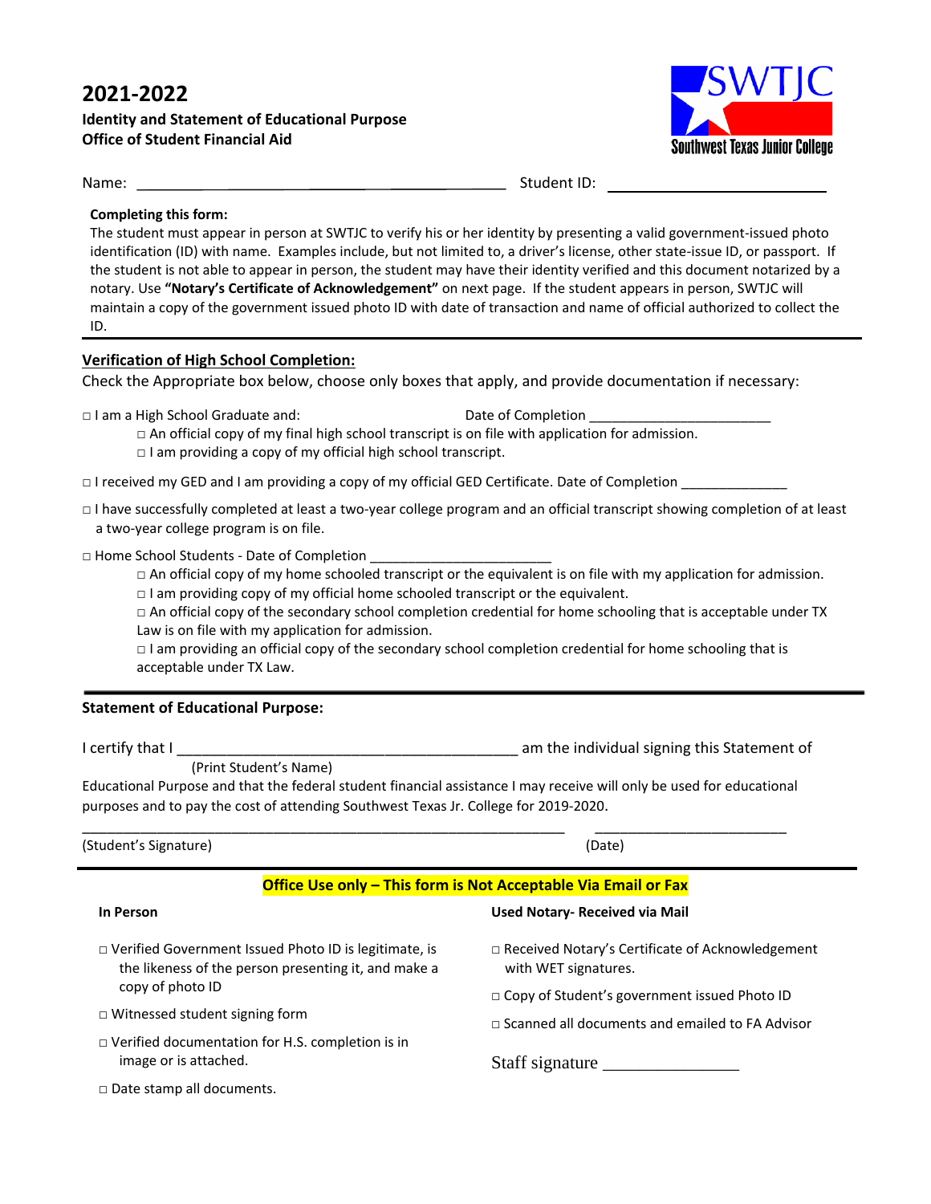# 2021-2022

**Identity and Statement of Educational Purpose**
**Office of Student Financial Aid**

SWTJC
Southwest Texas Junior College

Name: ______________________________________ Student ID: ______________________

**Completing this form:**

The student must appear in person at SWTJC to verify his or her identity by presenting a valid government-issued photo identification (ID) with name. Examples include, but not limited to, a driver's license, other state-issue ID, or passport. If the student is not able to appear in person, the student may have their identity verified and this document notarized by a notary. Use **"Notary's Certificate of Acknowledgement"** on next page. If the student appears in person, SWTJC will maintain a copy of the government issued photo ID with date of transaction and name of official authorized to collect the ID.

---

## Verification of High School Completion:

Check the Appropriate box below, choose only boxes that apply, and provide documentation if necessary:

□ I am a High School Graduate and: Date of Completion ________________________

- □ An official copy of my final high school transcript is on file with application for admission.
- □ I am providing a copy of my official high school transcript.

□ I received my GED and I am providing a copy of my official GED Certificate. Date of Completion ______________

□ I have successfully completed at least a two-year college program and an official transcript showing completion of at least a two-year college program is on file.

□ Home School Students - Date of Completion ________________________

- □ An official copy of my home schooled transcript or the equivalent is on file with my application for admission.
- □ I am providing copy of my official home schooled transcript or the equivalent.
- □ An official copy of the secondary school completion credential for home schooling that is acceptable under TX Law is on file with my application for admission.
- □ I am providing an official copy of the secondary school completion credential for home schooling that is acceptable under TX Law.

---

## Statement of Educational Purpose:

I certify that I ____________________________________________ am the individual signing this Statement of
(Print Student's Name)
Educational Purpose and that the federal student financial assistance I may receive will only be used for educational purposes and to pay the cost of attending Southwest Texas Jr. College for 2019-2020.

_______________________________________________________________ __________________________
(Student's Signature) (Date)

---

**Office Use only – This form is Not Acceptable Via Email or Fax**

**In Person**

□ Verified Government Issued Photo ID is legitimate, is the likeness of the person presenting it, and make a copy of photo ID

□ Witnessed student signing form

□ Verified documentation for H.S. completion is in image or is attached.

□ Date stamp all documents.

**Used Notary- Received via Mail**

□ Received Notary's Certificate of Acknowledgement with WET signatures.

□ Copy of Student's government issued Photo ID

□ Scanned all documents and emailed to FA Advisor

Staff signature ________________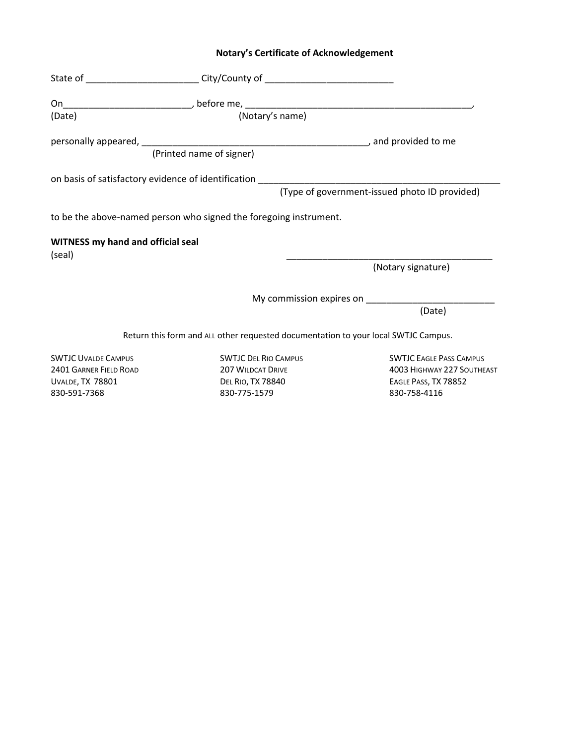## Notary's Certificate of Acknowledgement

State of _____________________ City/County of ________________________

On________________________, before me, ___________________________________________,
(Date) (Notary's name)

personally appeared, __________________________________________, and provided to me
(Printed name of signer)

on basis of satisfactory evidence of identification _____________________________________________
(Type of government-issued photo ID provided)

to be the above-named person who signed the foregoing instrument.

**WITNESS my hand and official seal**
(seal)

_______________________________________
(Notary signature)

My commission expires on ________________________
(Date)

Return this form and ALL other requested documentation to your local SWTJC Campus.

SWTJC UVALDE CAMPUS
2401 GARNER FIELD ROAD
UVALDE, TX 78801
830-591-7368

SWTJC DEL RIO CAMPUS
207 WILDCAT DRIVE
DEL RIO, TX 78840
830-775-1579

SWTJC EAGLE PASS CAMPUS
4003 HIGHWAY 227 SOUTHEAST
EAGLE PASS, TX 78852
830-758-4116